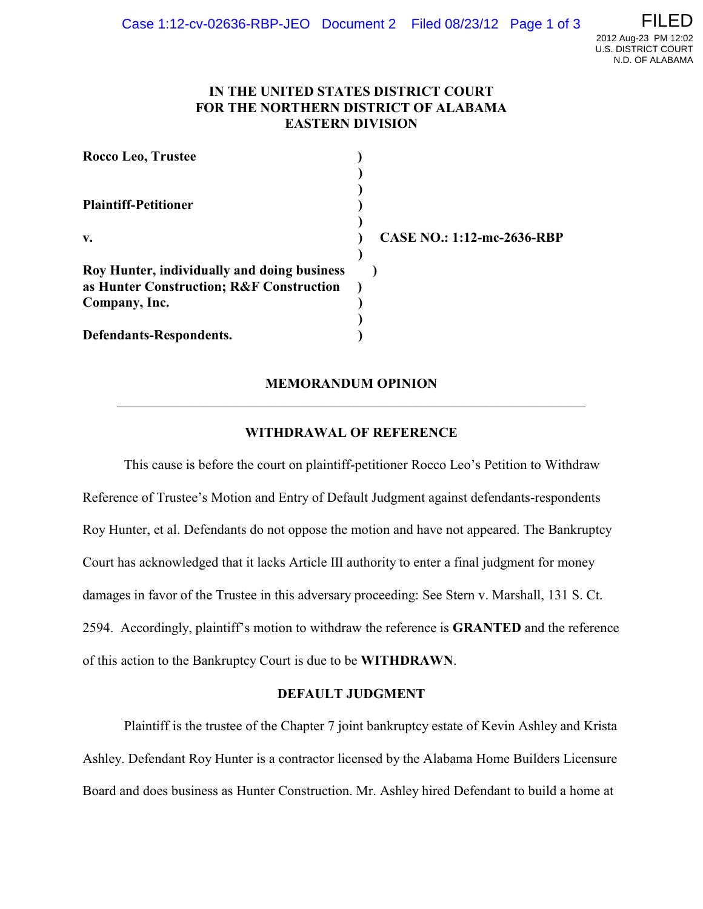IN THE UNITED STATES DISTRICT COURT
FOR THE NORTHERN DISTRICT OF ALABAMA
EASTERN DIVISION

**Rocco Leo, Trustee**

**Plaintiff-Petitioner**

**v.** **CASE NO.: 1:12-mc-2636-RBP**

**Roy Hunter, individually and doing business as Hunter Construction; R&F Construction Company, Inc.**

**Defendants-Respondents.**

## MEMORANDUM OPINION

---

### WITHDRAWAL OF REFERENCE

This cause is before the court on plaintiff-petitioner Rocco Leo's Petition to Withdraw Reference of Trustee's Motion and Entry of Default Judgment against defendants-respondents Roy Hunter, et al. Defendants do not oppose the motion and have not appeared. The Bankruptcy Court has acknowledged that it lacks Article III authority to enter a final judgment for money damages in favor of the Trustee in this adversary proceeding: See Stern v. Marshall, 131 S. Ct. 2594. Accordingly, plaintiff's motion to withdraw the reference is **GRANTED** and the reference of this action to the Bankruptcy Court is due to be **WITHDRAWN**.

### DEFAULT JUDGMENT

Plaintiff is the trustee of the Chapter 7 joint bankruptcy estate of Kevin Ashley and Krista Ashley. Defendant Roy Hunter is a contractor licensed by the Alabama Home Builders Licensure Board and does business as Hunter Construction. Mr. Ashley hired Defendant to build a home at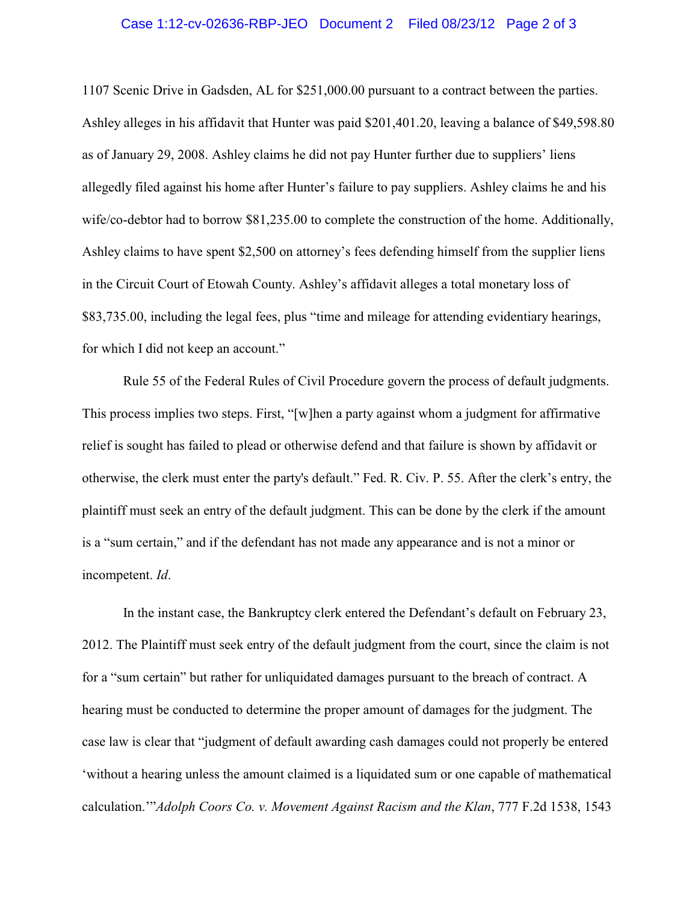1107 Scenic Drive in Gadsden, AL for $251,000.00 pursuant to a contract between the parties. Ashley alleges in his affidavit that Hunter was paid $201,401.20, leaving a balance of $49,598.80 as of January 29, 2008. Ashley claims he did not pay Hunter further due to suppliers' liens allegedly filed against his home after Hunter's failure to pay suppliers. Ashley claims he and his wife/co-debtor had to borrow $81,235.00 to complete the construction of the home. Additionally, Ashley claims to have spent $2,500 on attorney's fees defending himself from the supplier liens in the Circuit Court of Etowah County. Ashley's affidavit alleges a total monetary loss of $83,735.00, including the legal fees, plus "time and mileage for attending evidentiary hearings, for which I did not keep an account."

Rule 55 of the Federal Rules of Civil Procedure govern the process of default judgments. This process implies two steps. First, "[w]hen a party against whom a judgment for affirmative relief is sought has failed to plead or otherwise defend and that failure is shown by affidavit or otherwise, the clerk must enter the party's default." Fed. R. Civ. P. 55. After the clerk's entry, the plaintiff must seek an entry of the default judgment. This can be done by the clerk if the amount is a "sum certain," and if the defendant has not made any appearance and is not a minor or incompetent. *Id*.

In the instant case, the Bankruptcy clerk entered the Defendant's default on February 23, 2012. The Plaintiff must seek entry of the default judgment from the court, since the claim is not for a "sum certain" but rather for unliquidated damages pursuant to the breach of contract. A hearing must be conducted to determine the proper amount of damages for the judgment. The case law is clear that "judgment of default awarding cash damages could not properly be entered 'without a hearing unless the amount claimed is a liquidated sum or one capable of mathematical calculation.'"*Adolph Coors Co. v. Movement Against Racism and the Klan*, 777 F.2d 1538, 1543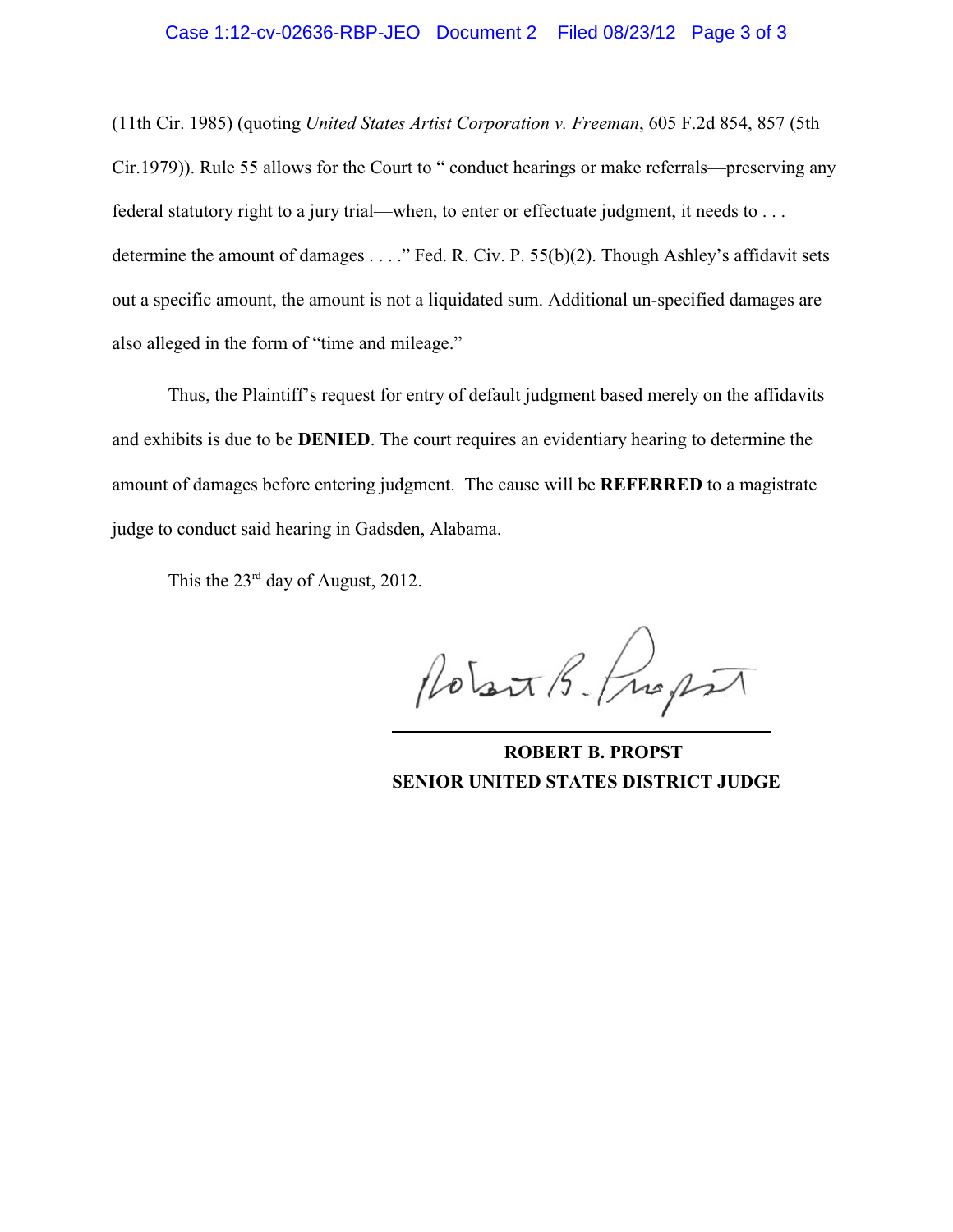(11th Cir. 1985) (quoting *United States Artist Corporation v. Freeman*, 605 F.2d 854, 857 (5th Cir.1979)). Rule 55 allows for the Court to " conduct hearings or make referrals—preserving any federal statutory right to a jury trial—when, to enter or effectuate judgment, it needs to . . . determine the amount of damages . . . ." Fed. R. Civ. P. 55(b)(2). Though Ashley's affidavit sets out a specific amount, the amount is not a liquidated sum. Additional un-specified damages are also alleged in the form of "time and mileage."

Thus, the Plaintiff's request for entry of default judgment based merely on the affidavits and exhibits is due to be **DENIED**. The court requires an evidentiary hearing to determine the amount of damages before entering judgment. The cause will be **REFERRED** to a magistrate judge to conduct said hearing in Gadsden, Alabama.

This the 23rd day of August, 2012.

Robert B. Propst

**ROBERT B. PROPST**
**SENIOR UNITED STATES DISTRICT JUDGE**